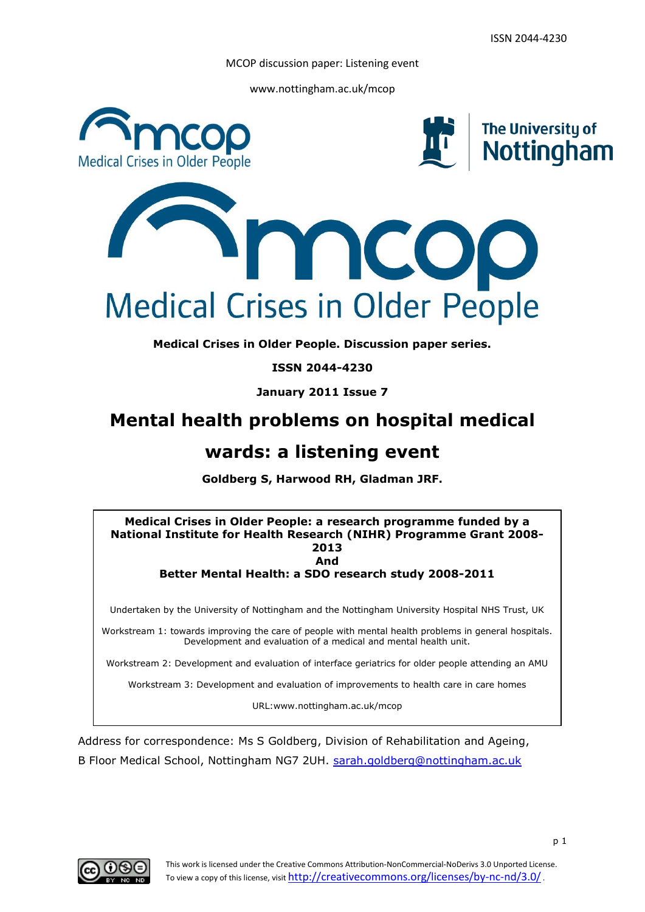ISSN 2044-4230

MCOP discussion paper: Listening event

www.nottingham.ac.uk/mcop

**Medical Crises in Older People. Discussion paper series.**

**ISSN 2044-4230**

**January 2011 Issue 7**

# Mental health problems on hospital medical wards: a listening event

**Goldberg S, Harwood RH, Gladman JRF.**

---

**Medical Crises in Older People: a research programme funded by a National Institute for Health Research (NIHR) Programme Grant 2008-2013**
**And**
**Better Mental Health: a SDO research study 2008-2011**

Undertaken by the University of Nottingham and the Nottingham University Hospital NHS Trust, UK

Workstream 1: towards improving the care of people with mental health problems in general hospitals. Development and evaluation of a medical and mental health unit.

Workstream 2: Development and evaluation of interface geriatrics for older people attending an AMU

Workstream 3: Development and evaluation of improvements to health care in care homes

URL:www.nottingham.ac.uk/mcop

---

Address for correspondence: Ms S Goldberg, Division of Rehabilitation and Ageing, B Floor Medical School, Nottingham NG7 2UH. sarah.goldberg@nottingham.ac.uk

This work is licensed under the Creative Commons Attribution-NonCommercial-NoDerivs 3.0 Unported License. To view a copy of this license, visit http://creativecommons.org/licenses/by-nc-nd/3.0/.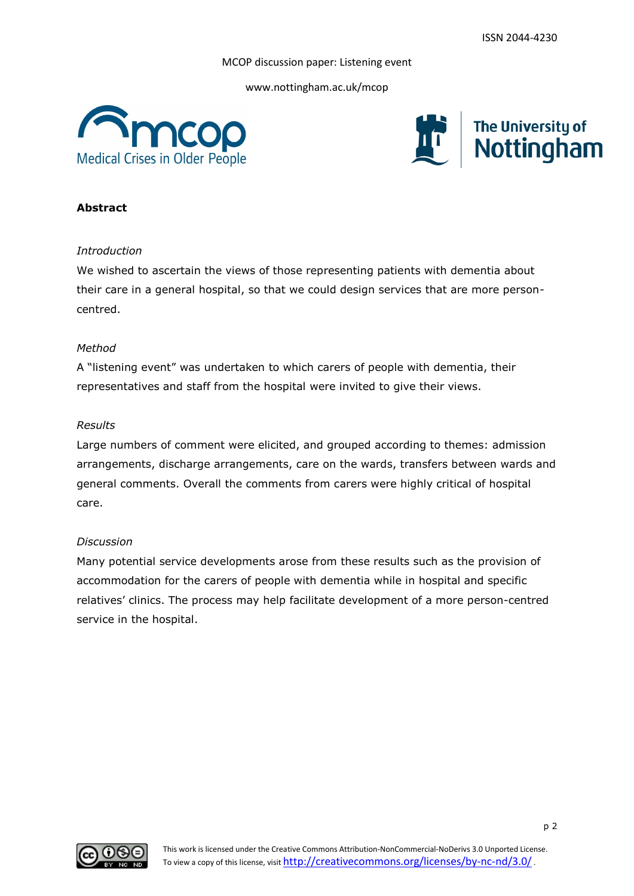## Abstract

*Introduction*

We wished to ascertain the views of those representing patients with dementia about their care in a general hospital, so that we could design services that are more person-centred.

*Method*

A "listening event" was undertaken to which carers of people with dementia, their representatives and staff from the hospital were invited to give their views.

*Results*

Large numbers of comment were elicited, and grouped according to themes: admission arrangements, discharge arrangements, care on the wards, transfers between wards and general comments. Overall the comments from carers were highly critical of hospital care.

*Discussion*

Many potential service developments arose from these results such as the provision of accommodation for the carers of people with dementia while in hospital and specific relatives' clinics. The process may help facilitate development of a more person-centred service in the hospital.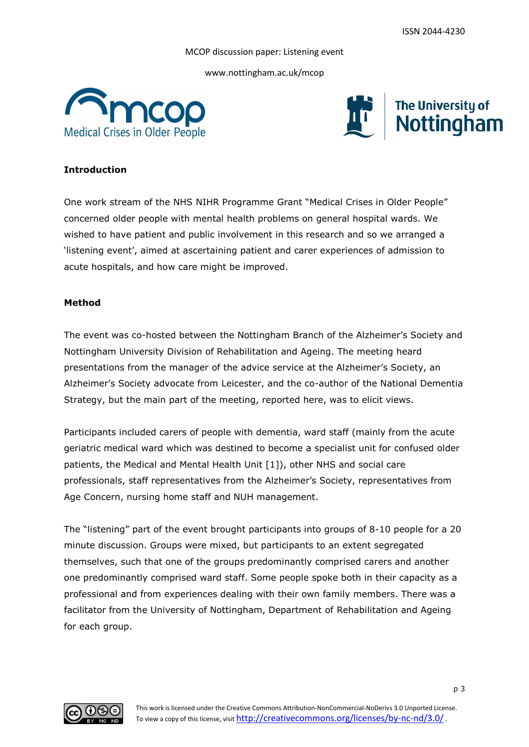## Introduction

One work stream of the NHS NIHR Programme Grant "Medical Crises in Older People" concerned older people with mental health problems on general hospital wards. We wished to have patient and public involvement in this research and so we arranged a 'listening event', aimed at ascertaining patient and carer experiences of admission to acute hospitals, and how care might be improved.

## Method

The event was co-hosted between the Nottingham Branch of the Alzheimer's Society and Nottingham University Division of Rehabilitation and Ageing. The meeting heard presentations from the manager of the advice service at the Alzheimer's Society, an Alzheimer's Society advocate from Leicester, and the co-author of the National Dementia Strategy, but the main part of the meeting, reported here, was to elicit views.

Participants included carers of people with dementia, ward staff (mainly from the acute geriatric medical ward which was destined to become a specialist unit for confused older patients, the Medical and Mental Health Unit [1]), other NHS and social care professionals, staff representatives from the Alzheimer's Society, representatives from Age Concern, nursing home staff and NUH management.

The "listening" part of the event brought participants into groups of 8-10 people for a 20 minute discussion. Groups were mixed, but participants to an extent segregated themselves, such that one of the groups predominantly comprised carers and another one predominantly comprised ward staff. Some people spoke both in their capacity as a professional and from experiences dealing with their own family members. There was a facilitator from the University of Nottingham, Department of Rehabilitation and Ageing for each group.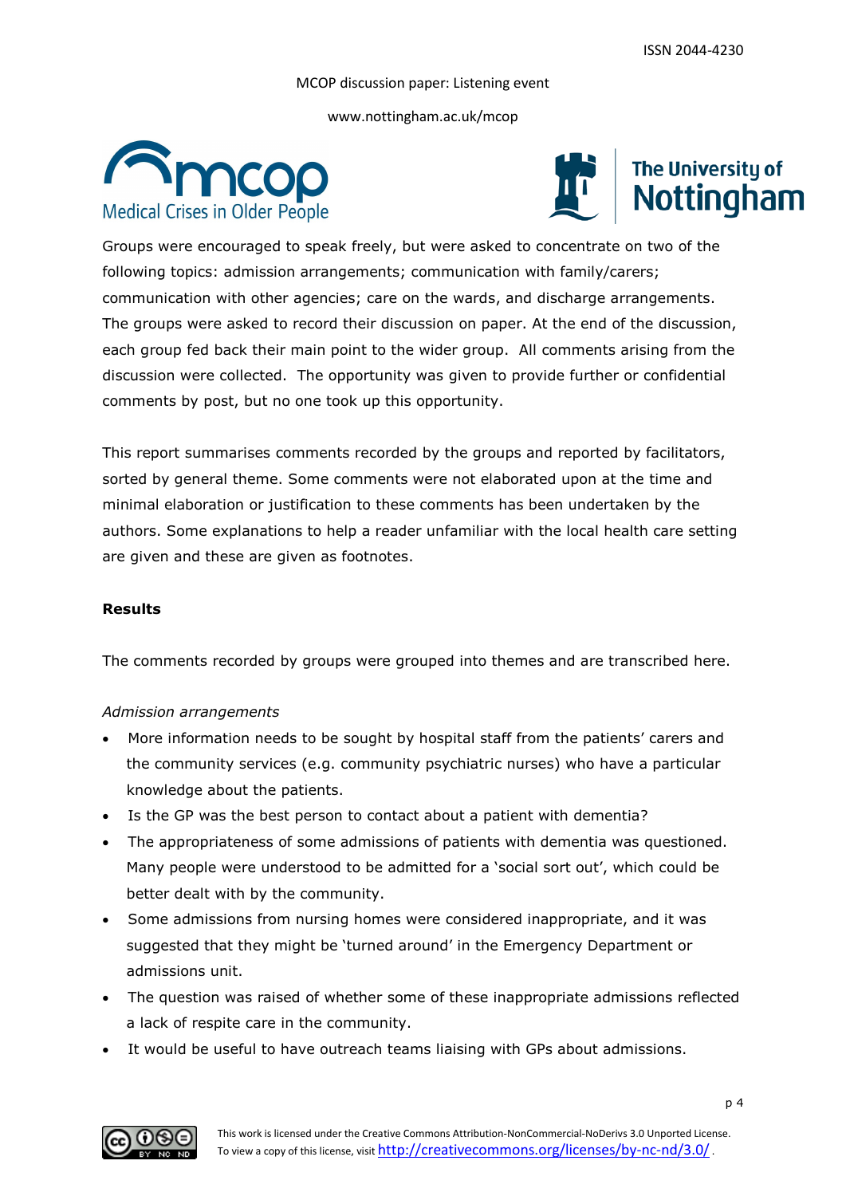Groups were encouraged to speak freely, but were asked to concentrate on two of the following topics: admission arrangements; communication with family/carers; communication with other agencies; care on the wards, and discharge arrangements. The groups were asked to record their discussion on paper. At the end of the discussion, each group fed back their main point to the wider group. All comments arising from the discussion were collected. The opportunity was given to provide further or confidential comments by post, but no one took up this opportunity.

This report summarises comments recorded by the groups and reported by facilitators, sorted by general theme. Some comments were not elaborated upon at the time and minimal elaboration or justification to these comments has been undertaken by the authors. Some explanations to help a reader unfamiliar with the local health care setting are given and these are given as footnotes.

**Results**

The comments recorded by groups were grouped into themes and are transcribed here.

*Admission arrangements*

- More information needs to be sought by hospital staff from the patients' carers and the community services (e.g. community psychiatric nurses) who have a particular knowledge about the patients.
- Is the GP was the best person to contact about a patient with dementia?
- The appropriateness of some admissions of patients with dementia was questioned. Many people were understood to be admitted for a 'social sort out', which could be better dealt with by the community.
- Some admissions from nursing homes were considered inappropriate, and it was suggested that they might be 'turned around' in the Emergency Department or admissions unit.
- The question was raised of whether some of these inappropriate admissions reflected a lack of respite care in the community.
- It would be useful to have outreach teams liaising with GPs about admissions.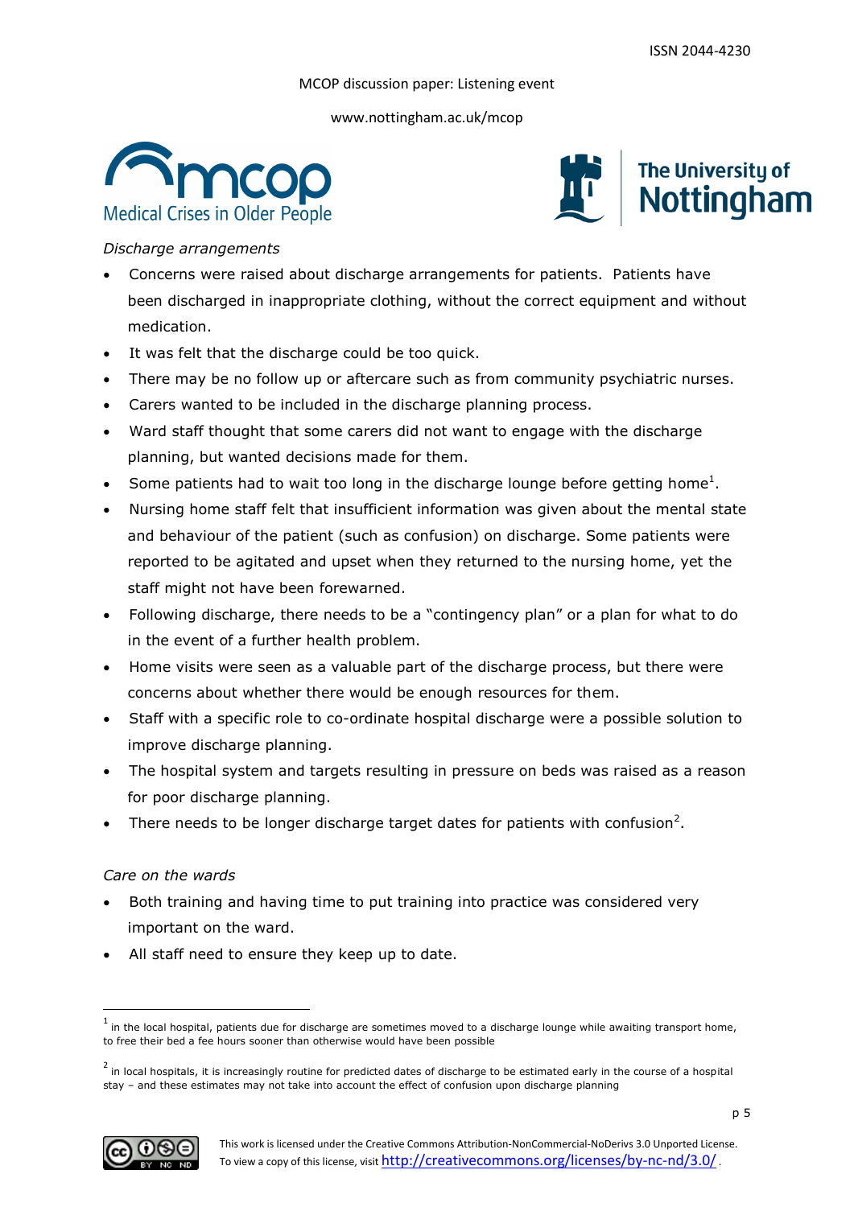*Discharge arrangements*

- Concerns were raised about discharge arrangements for patients. Patients have been discharged in inappropriate clothing, without the correct equipment and without medication.
- It was felt that the discharge could be too quick.
- There may be no follow up or aftercare such as from community psychiatric nurses.
- Carers wanted to be included in the discharge planning process.
- Ward staff thought that some carers did not want to engage with the discharge planning, but wanted decisions made for them.
- Some patients had to wait too long in the discharge lounge before getting home[1].
- Nursing home staff felt that insufficient information was given about the mental state and behaviour of the patient (such as confusion) on discharge. Some patients were reported to be agitated and upset when they returned to the nursing home, yet the staff might not have been forewarned.
- Following discharge, there needs to be a "contingency plan" or a plan for what to do in the event of a further health problem.
- Home visits were seen as a valuable part of the discharge process, but there were concerns about whether there would be enough resources for them.
- Staff with a specific role to co-ordinate hospital discharge were a possible solution to improve discharge planning.
- The hospital system and targets resulting in pressure on beds was raised as a reason for poor discharge planning.
- There needs to be longer discharge target dates for patients with confusion[2].

*Care on the wards*

- Both training and having time to put training into practice was considered very important on the ward.
- All staff need to ensure they keep up to date.

---

[1] in the local hospital, patients due for discharge are sometimes moved to a discharge lounge while awaiting transport home, to free their bed a fee hours sooner than otherwise would have been possible

[2] in local hospitals, it is increasingly routine for predicted dates of discharge to be estimated early in the course of a hospital stay – and these estimates may not take into account the effect of confusion upon discharge planning

This work is licensed under the Creative Commons Attribution-NonCommercial-NoDerivs 3.0 Unported License. To view a copy of this license, visit http://creativecommons.org/licenses/by-nc-nd/3.0/.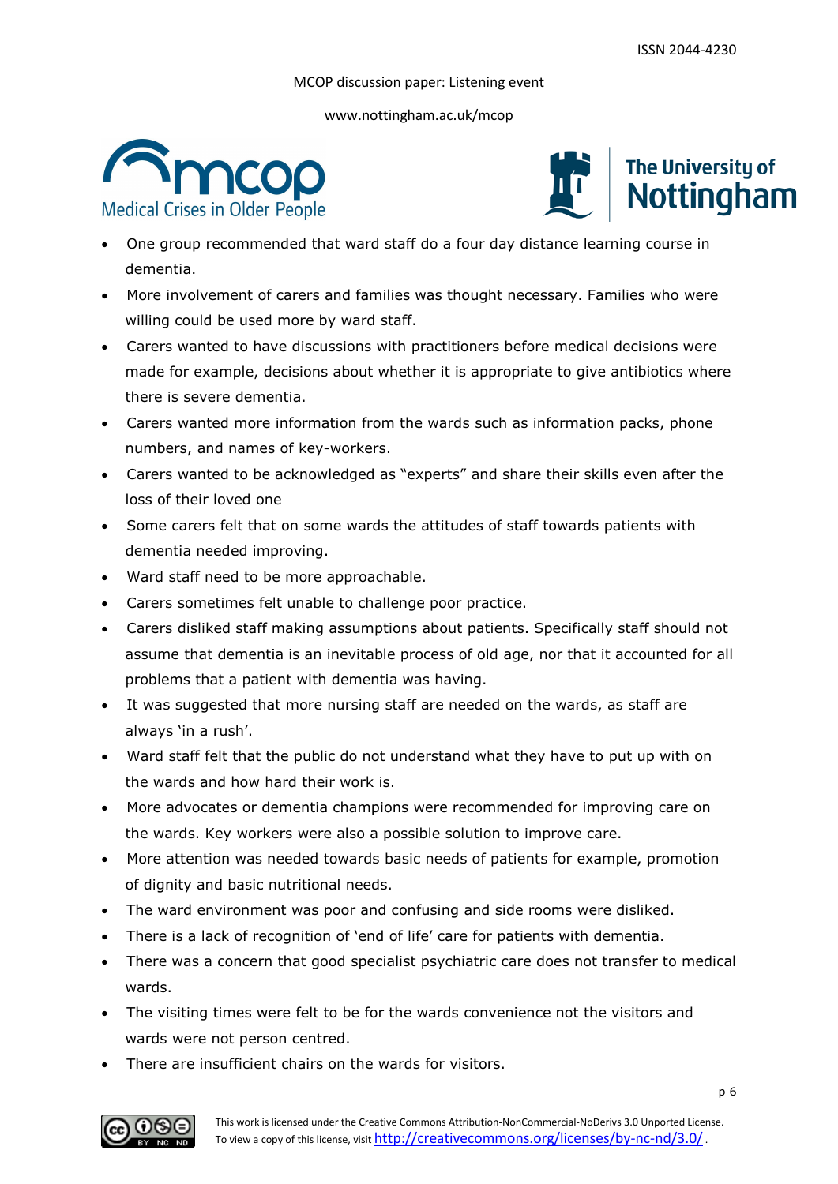- One group recommended that ward staff do a four day distance learning course in dementia.
- More involvement of carers and families was thought necessary. Families who were willing could be used more by ward staff.
- Carers wanted to have discussions with practitioners before medical decisions were made for example, decisions about whether it is appropriate to give antibiotics where there is severe dementia.
- Carers wanted more information from the wards such as information packs, phone numbers, and names of key-workers.
- Carers wanted to be acknowledged as "experts" and share their skills even after the loss of their loved one
- Some carers felt that on some wards the attitudes of staff towards patients with dementia needed improving.
- Ward staff need to be more approachable.
- Carers sometimes felt unable to challenge poor practice.
- Carers disliked staff making assumptions about patients. Specifically staff should not assume that dementia is an inevitable process of old age, nor that it accounted for all problems that a patient with dementia was having.
- It was suggested that more nursing staff are needed on the wards, as staff are always 'in a rush'.
- Ward staff felt that the public do not understand what they have to put up with on the wards and how hard their work is.
- More advocates or dementia champions were recommended for improving care on the wards. Key workers were also a possible solution to improve care.
- More attention was needed towards basic needs of patients for example, promotion of dignity and basic nutritional needs.
- The ward environment was poor and confusing and side rooms were disliked.
- There is a lack of recognition of 'end of life' care for patients with dementia.
- There was a concern that good specialist psychiatric care does not transfer to medical wards.
- The visiting times were felt to be for the wards convenience not the visitors and wards were not person centred.
- There are insufficient chairs on the wards for visitors.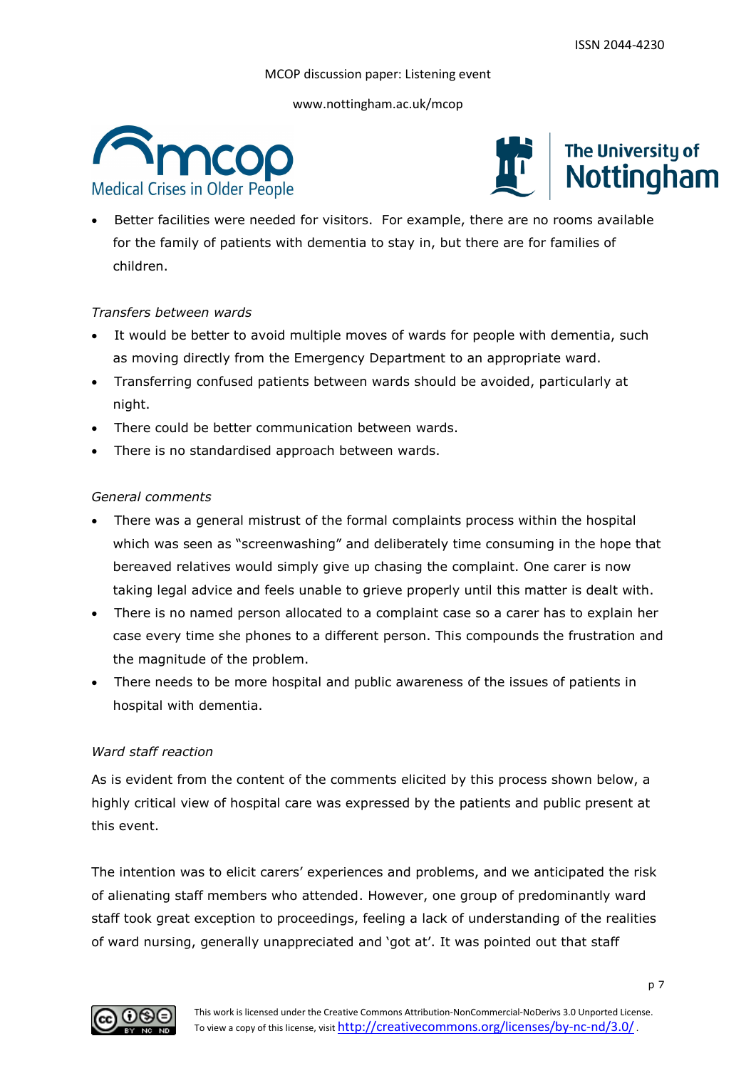- Better facilities were needed for visitors. For example, there are no rooms available for the family of patients with dementia to stay in, but there are for families of children.

*Transfers between wards*

- It would be better to avoid multiple moves of wards for people with dementia, such as moving directly from the Emergency Department to an appropriate ward.
- Transferring confused patients between wards should be avoided, particularly at night.
- There could be better communication between wards.
- There is no standardised approach between wards.

*General comments*

- There was a general mistrust of the formal complaints process within the hospital which was seen as "screenwashing" and deliberately time consuming in the hope that bereaved relatives would simply give up chasing the complaint. One carer is now taking legal advice and feels unable to grieve properly until this matter is dealt with.
- There is no named person allocated to a complaint case so a carer has to explain her case every time she phones to a different person. This compounds the frustration and the magnitude of the problem.
- There needs to be more hospital and public awareness of the issues of patients in hospital with dementia.

*Ward staff reaction*

As is evident from the content of the comments elicited by this process shown below, a highly critical view of hospital care was expressed by the patients and public present at this event.

The intention was to elicit carers' experiences and problems, and we anticipated the risk of alienating staff members who attended. However, one group of predominantly ward staff took great exception to proceedings, feeling a lack of understanding of the realities of ward nursing, generally unappreciated and 'got at'. It was pointed out that staff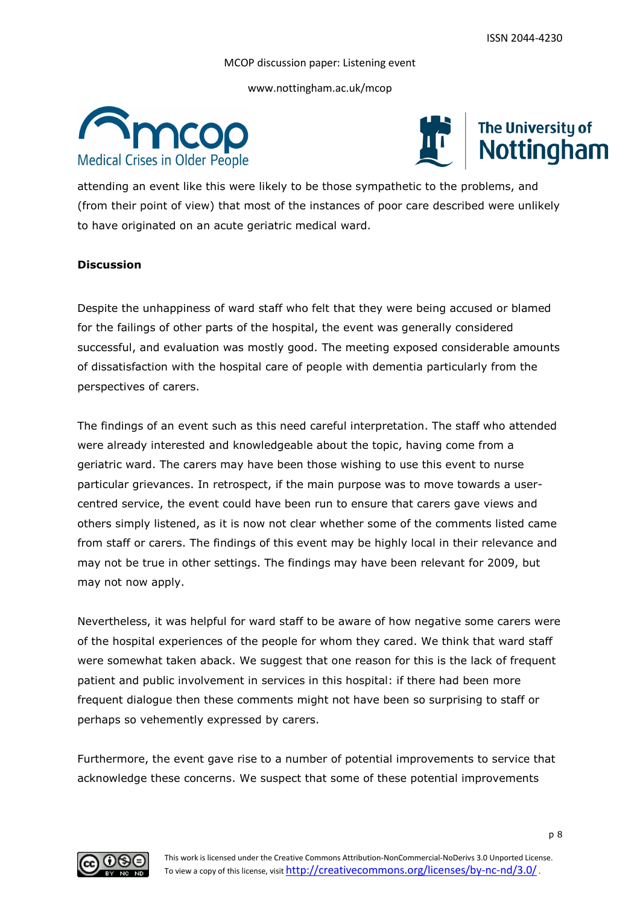attending an event like this were likely to be those sympathetic to the problems, and (from their point of view) that most of the instances of poor care described were unlikely to have originated on an acute geriatric medical ward.

**Discussion**

Despite the unhappiness of ward staff who felt that they were being accused or blamed for the failings of other parts of the hospital, the event was generally considered successful, and evaluation was mostly good. The meeting exposed considerable amounts of dissatisfaction with the hospital care of people with dementia particularly from the perspectives of carers.

The findings of an event such as this need careful interpretation. The staff who attended were already interested and knowledgeable about the topic, having come from a geriatric ward. The carers may have been those wishing to use this event to nurse particular grievances. In retrospect, if the main purpose was to move towards a user-centred service, the event could have been run to ensure that carers gave views and others simply listened, as it is now not clear whether some of the comments listed came from staff or carers. The findings of this event may be highly local in their relevance and may not be true in other settings. The findings may have been relevant for 2009, but may not now apply.

Nevertheless, it was helpful for ward staff to be aware of how negative some carers were of the hospital experiences of the people for whom they cared. We think that ward staff were somewhat taken aback. We suggest that one reason for this is the lack of frequent patient and public involvement in services in this hospital: if there had been more frequent dialogue then these comments might not have been so surprising to staff or perhaps so vehemently expressed by carers.

Furthermore, the event gave rise to a number of potential improvements to service that acknowledge these concerns. We suspect that some of these potential improvements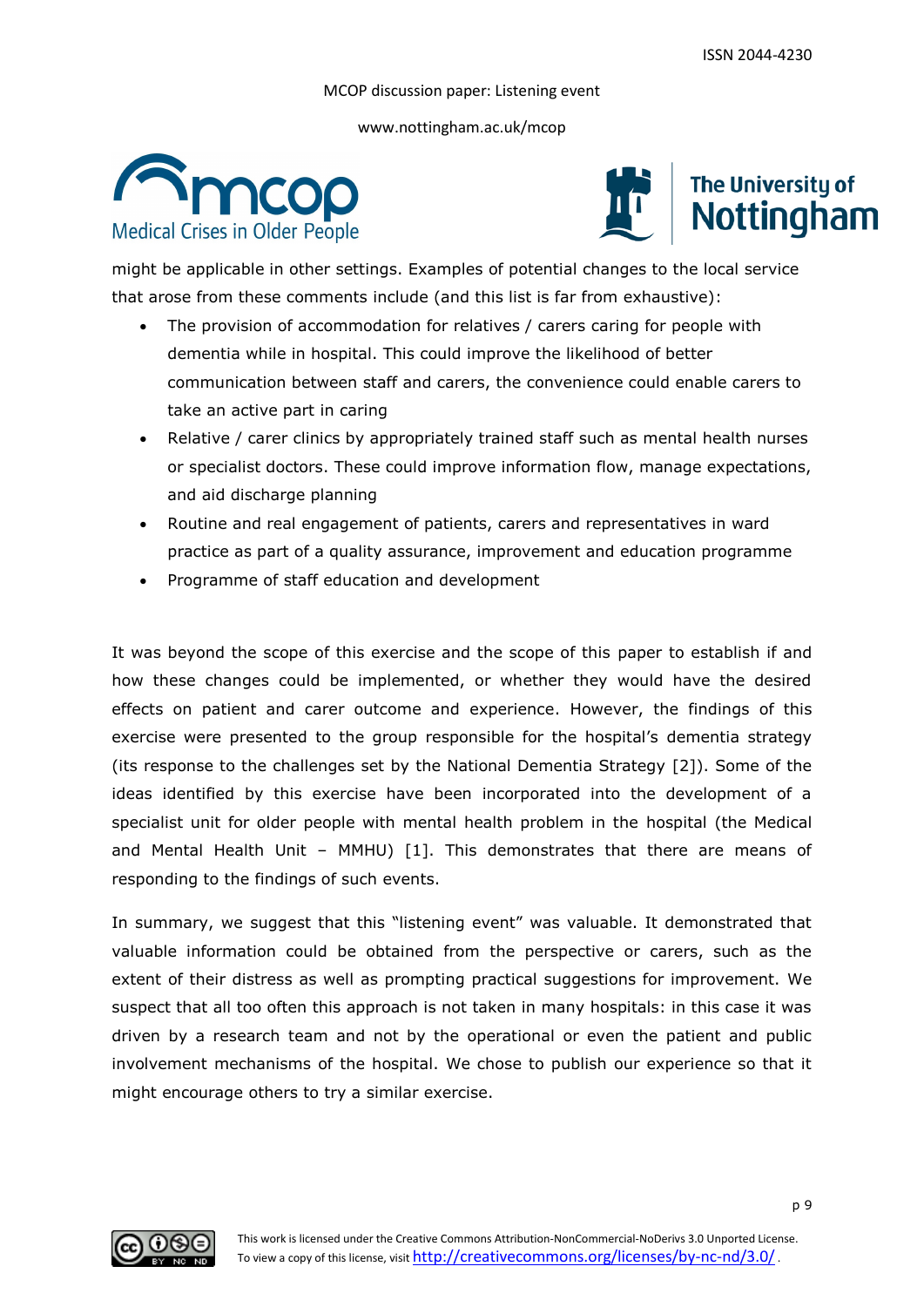might be applicable in other settings. Examples of potential changes to the local service that arose from these comments include (and this list is far from exhaustive):

- The provision of accommodation for relatives / carers caring for people with dementia while in hospital. This could improve the likelihood of better communication between staff and carers, the convenience could enable carers to take an active part in caring
- Relative / carer clinics by appropriately trained staff such as mental health nurses or specialist doctors. These could improve information flow, manage expectations, and aid discharge planning
- Routine and real engagement of patients, carers and representatives in ward practice as part of a quality assurance, improvement and education programme
- Programme of staff education and development

It was beyond the scope of this exercise and the scope of this paper to establish if and how these changes could be implemented, or whether they would have the desired effects on patient and carer outcome and experience. However, the findings of this exercise were presented to the group responsible for the hospital's dementia strategy (its response to the challenges set by the National Dementia Strategy [2]). Some of the ideas identified by this exercise have been incorporated into the development of a specialist unit for older people with mental health problem in the hospital (the Medical and Mental Health Unit – MMHU) [1]. This demonstrates that there are means of responding to the findings of such events.

In summary, we suggest that this "listening event" was valuable. It demonstrated that valuable information could be obtained from the perspective or carers, such as the extent of their distress as well as prompting practical suggestions for improvement. We suspect that all too often this approach is not taken in many hospitals: in this case it was driven by a research team and not by the operational or even the patient and public involvement mechanisms of the hospital. We chose to publish our experience so that it might encourage others to try a similar exercise.

This work is licensed under the Creative Commons Attribution-NonCommercial-NoDerivs 3.0 Unported License. To view a copy of this license, visit http://creativecommons.org/licenses/by-nc-nd/3.0/.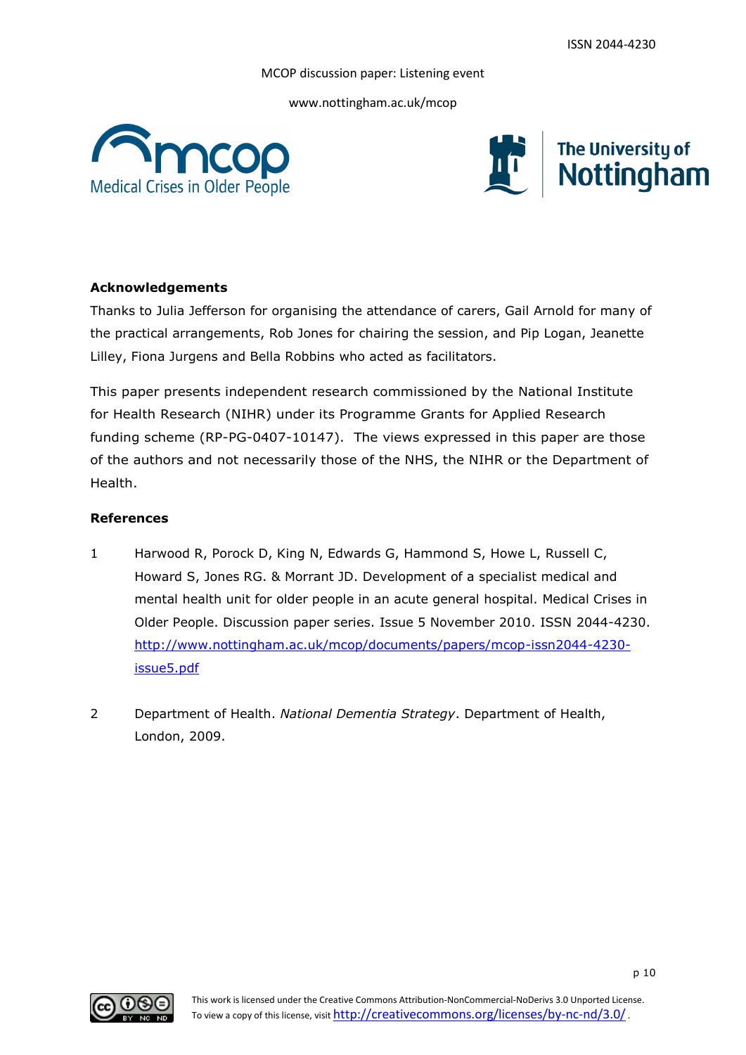**Acknowledgements**

Thanks to Julia Jefferson for organising the attendance of carers, Gail Arnold for many of the practical arrangements, Rob Jones for chairing the session, and Pip Logan, Jeanette Lilley, Fiona Jurgens and Bella Robbins who acted as facilitators.

This paper presents independent research commissioned by the National Institute for Health Research (NIHR) under its Programme Grants for Applied Research funding scheme (RP-PG-0407-10147). The views expressed in this paper are those of the authors and not necessarily those of the NHS, the NIHR or the Department of Health.

**References**

1. Harwood R, Porock D, King N, Edwards G, Hammond S, Howe L, Russell C, Howard S, Jones RG. & Morrant JD. Development of a specialist medical and mental health unit for older people in an acute general hospital. Medical Crises in Older People. Discussion paper series. Issue 5 November 2010. ISSN 2044-4230. http://www.nottingham.ac.uk/mcop/documents/papers/mcop-issn2044-4230-issue5.pdf

2. Department of Health. *National Dementia Strategy*. Department of Health, London, 2009.

This work is licensed under the Creative Commons Attribution-NonCommercial-NoDerivs 3.0 Unported License. To view a copy of this license, visit http://creativecommons.org/licenses/by-nc-nd/3.0/.